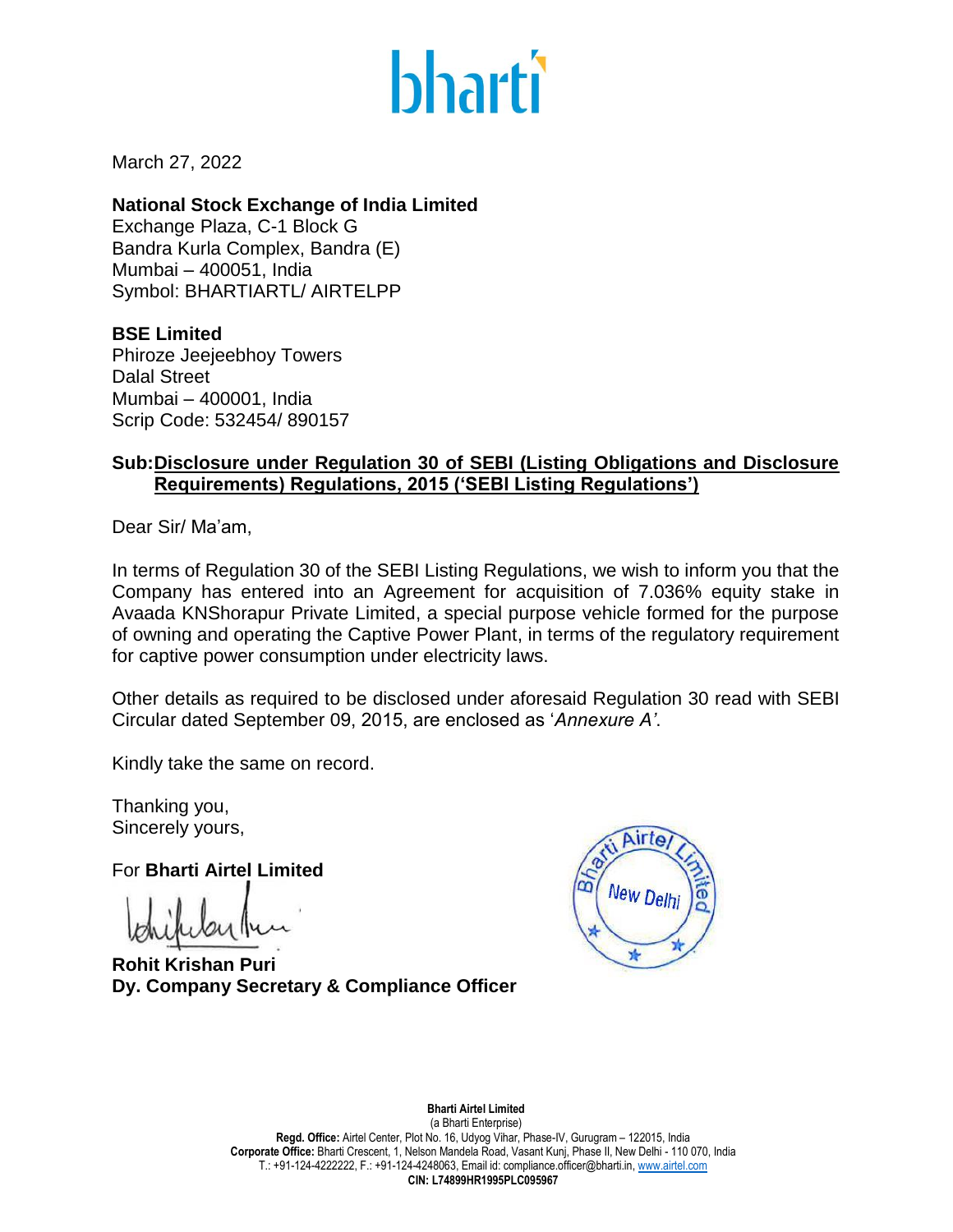March 27, 2022

**National Stock Exchange of India Limited**
Exchange Plaza, C-1 Block G
Bandra Kurla Complex, Bandra (E)
Mumbai – 400051, India
Symbol: BHARTIARTL/ AIRTELPP

**BSE Limited**
Phiroze Jeejeebhoy Towers
Dalal Street
Mumbai – 400001, India
Scrip Code: 532454/ 890157

**Sub: Disclosure under Regulation 30 of SEBI (Listing Obligations and Disclosure Requirements) Regulations, 2015 ('SEBI Listing Regulations')**

Dear Sir/ Ma'am,

In terms of Regulation 30 of the SEBI Listing Regulations, we wish to inform you that the Company has entered into an Agreement for acquisition of 7.036% equity stake in Avaada KNShorapur Private Limited, a special purpose vehicle formed for the purpose of owning and operating the Captive Power Plant, in terms of the regulatory requirement for captive power consumption under electricity laws.

Other details as required to be disclosed under aforesaid Regulation 30 read with SEBI Circular dated September 09, 2015, are enclosed as '*Annexure A*'.

Kindly take the same on record.

Thanking you,
Sincerely yours,

For **Bharti Airtel Limited**

**Rohit Krishan Puri**
**Dy. Company Secretary & Compliance Officer**

**Bharti Airtel Limited**
(a Bharti Enterprise)
**Regd. Office:** Airtel Center, Plot No. 16, Udyog Vihar, Phase-IV, Gurugram – 122015, India
**Corporate Office:** Bharti Crescent, 1, Nelson Mandela Road, Vasant Kunj, Phase II, New Delhi - 110 070, India
T.: +91-124-4222222, F.: +91-124-4248063, Email id: compliance.officer@bharti.in, www.airtel.com
**CIN: L74899HR1995PLC095967**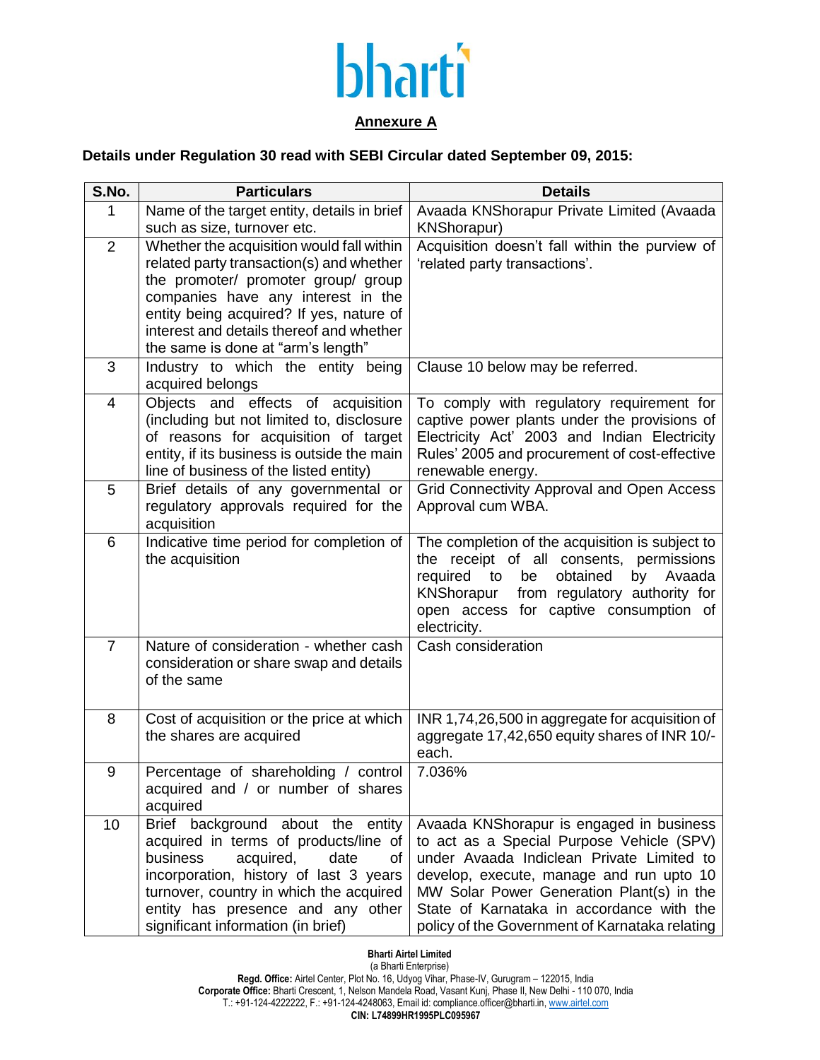bharti

## Annexure A

**Details under Regulation 30 read with SEBI Circular dated September 09, 2015:**

| S.No. | Particulars | Details |
|---|---|---|
| 1 | Name of the target entity, details in brief such as size, turnover etc. | Avaada KNShorapur Private Limited (Avaada KNShorapur) |
| 2 | Whether the acquisition would fall within related party transaction(s) and whether the promoter/ promoter group/ group companies have any interest in the entity being acquired? If yes, nature of interest and details thereof and whether the same is done at "arm's length" | Acquisition doesn't fall within the purview of 'related party transactions'. |
| 3 | Industry to which the entity being acquired belongs | Clause 10 below may be referred. |
| 4 | Objects and effects of acquisition (including but not limited to, disclosure of reasons for acquisition of target entity, if its business is outside the main line of business of the listed entity) | To comply with regulatory requirement for captive power plants under the provisions of Electricity Act' 2003 and Indian Electricity Rules' 2005 and procurement of cost-effective renewable energy. |
| 5 | Brief details of any governmental or regulatory approvals required for the acquisition | Grid Connectivity Approval and Open Access Approval cum WBA. |
| 6 | Indicative time period for completion of the acquisition | The completion of the acquisition is subject to the receipt of all consents, permissions required to be obtained by Avaada KNShorapur from regulatory authority for open access for captive consumption of electricity. |
| 7 | Nature of consideration - whether cash consideration or share swap and details of the same | Cash consideration |
| 8 | Cost of acquisition or the price at which the shares are acquired | INR 1,74,26,500 in aggregate for acquisition of aggregate 17,42,650 equity shares of INR 10/- each. |
| 9 | Percentage of shareholding / control acquired and / or number of shares acquired | 7.036% |
| 10 | Brief background about the entity acquired in terms of products/line of business acquired, date of incorporation, history of last 3 years turnover, country in which the acquired entity has presence and any other significant information (in brief) | Avaada KNShorapur is engaged in business to act as a Special Purpose Vehicle (SPV) under Avaada Indiclean Private Limited to develop, execute, manage and run upto 10 MW Solar Power Generation Plant(s) in the State of Karnataka in accordance with the policy of the Government of Karnataka relating |

**Bharti Airtel Limited**
(a Bharti Enterprise)
**Regd. Office:** Airtel Center, Plot No. 16, Udyog Vihar, Phase-IV, Gurugram – 122015, India
**Corporate Office:** Bharti Crescent, 1, Nelson Mandela Road, Vasant Kunj, Phase II, New Delhi - 110 070, India
T.: +91-124-4222222, F.: +91-124-4248063, Email id: compliance.officer@bharti.in, www.airtel.com
**CIN: L74899HR1995PLC095967**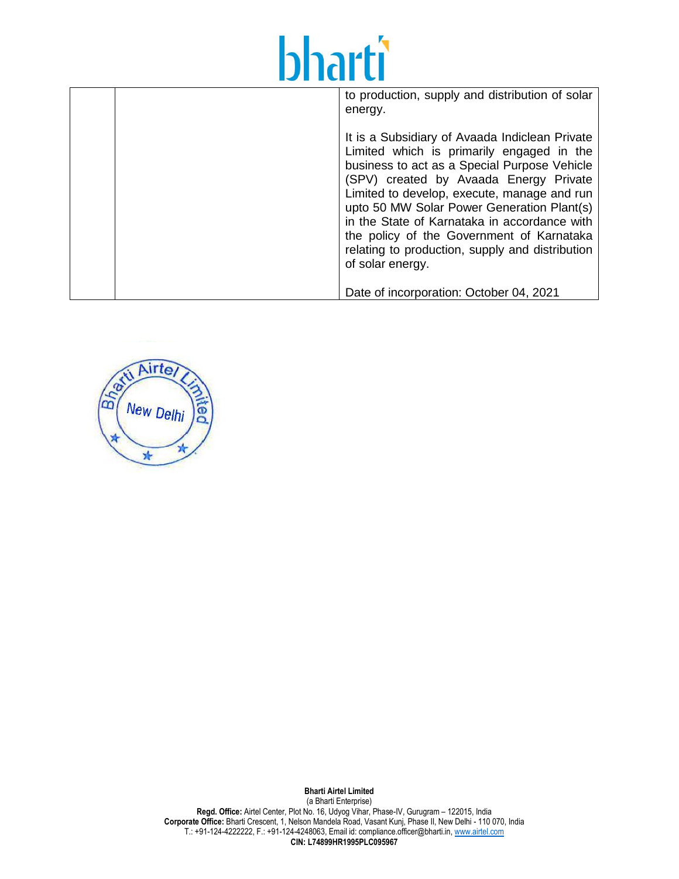|  |  |  |
|---|---|---|
|  |  | to production, supply and distribution of solar energy.<br><br>It is a Subsidiary of Avaada Indiclean Private Limited which is primarily engaged in the business to act as a Special Purpose Vehicle (SPV) created by Avaada Energy Private Limited to develop, execute, manage and run upto 50 MW Solar Power Generation Plant(s) in the State of Karnataka in accordance with the policy of the Government of Karnataka relating to production, supply and distribution of solar energy.<br><br>Date of incorporation: October 04, 2021 |